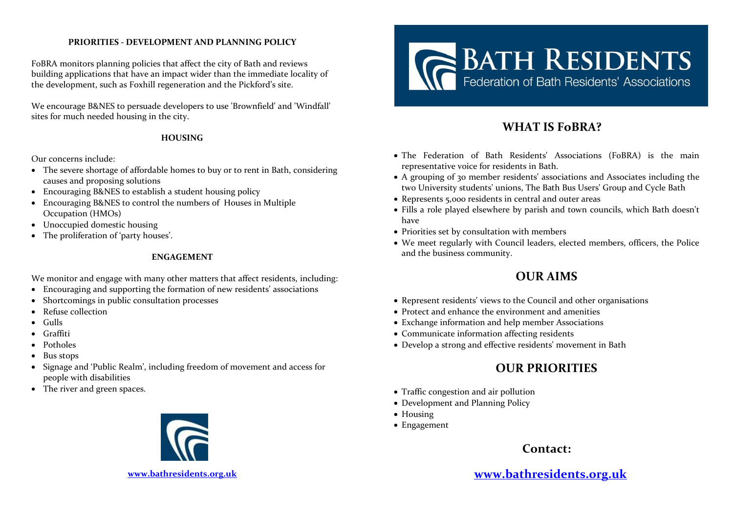**PRIORITIES - DEVELOPMENT AND PLANNING POLICY**

FoBRA monitors planning policies that affect the city of Bath and reviews building applications that have an impact wider than the immediate locality of the development, such as Foxhill regeneration and the Pickford's site.

We encourage B&NES to persuade developers to use 'Brownfield' and 'Windfall' sites for much needed housing in the city.

**HOUSING**

Our concerns include:

- The severe shortage of affordable homes to buy or to rent in Bath, considering causes and proposing solutions
- Encouraging B&NES to establish a student housing policy
- Encouraging B&NES to control the numbers of Houses in Multiple Occupation (HMOs)
- Unoccupied domestic housing
- The proliferation of 'party houses'.

**ENGAGEMENT**

We monitor and engage with many other matters that affect residents, including:

- Encouraging and supporting the formation of new residents' associations
- Shortcomings in public consultation processes
- Refuse collection
- Gulls
- Graffiti
- Potholes
- Bus stops
- Signage and 'Public Realm', including freedom of movement and access for people with disabilities
- The river and green spaces.

[www.bathresidents.org.uk](http://www.bathresidents.org.uk)

# BATH RESIDENTS
Federation of Bath Residents' Associations

## WHAT IS FoBRA?

- The Federation of Bath Residents' Associations (FoBRA) is the main representative voice for residents in Bath.
- A grouping of 30 member residents' associations and Associates including the two University students' unions, The Bath Bus Users' Group and Cycle Bath
- Represents 5,000 residents in central and outer areas
- Fills a role played elsewhere by parish and town councils, which Bath doesn't have
- Priorities set by consultation with members
- We meet regularly with Council leaders, elected members, officers, the Police and the business community.

## OUR AIMS

- Represent residents' views to the Council and other organisations
- Protect and enhance the environment and amenities
- Exchange information and help member Associations
- Communicate information affecting residents
- Develop a strong and effective residents' movement in Bath

## OUR PRIORITIES

- Traffic congestion and air pollution
- Development and Planning Policy
- Housing
- Engagement

## Contact:

[www.bathresidents.org.uk](http://www.bathresidents.org.uk)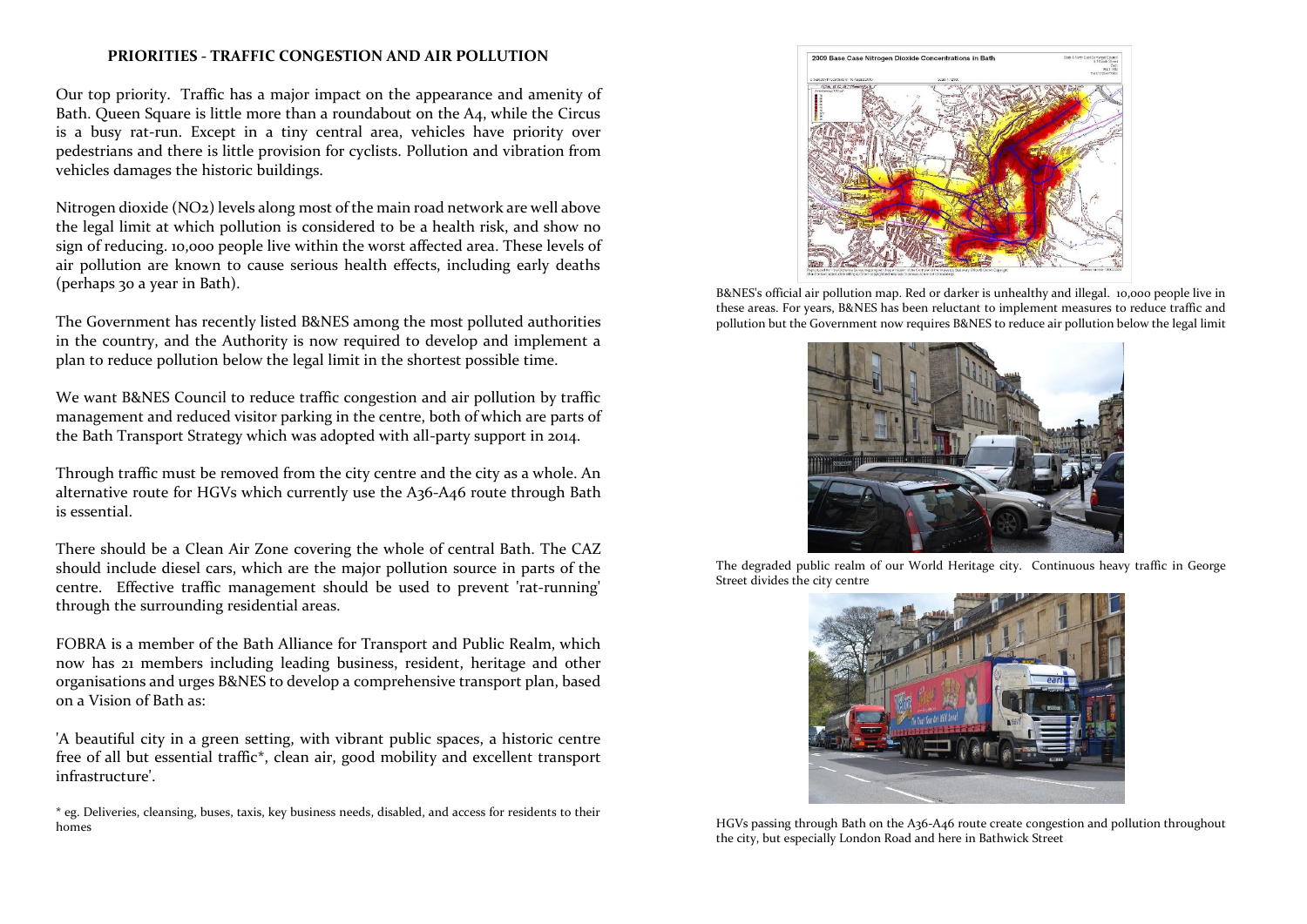## PRIORITIES - TRAFFIC CONGESTION AND AIR POLLUTION

Our top priority. Traffic has a major impact on the appearance and amenity of Bath. Queen Square is little more than a roundabout on the A4, while the Circus is a busy rat-run. Except in a tiny central area, vehicles have priority over pedestrians and there is little provision for cyclists. Pollution and vibration from vehicles damages the historic buildings.

Nitrogen dioxide ($NO_2$) levels along most of the main road network are well above the legal limit at which pollution is considered to be a health risk, and show no sign of reducing. 10,000 people live within the worst affected area. These levels of air pollution are known to cause serious health effects, including early deaths (perhaps 30 a year in Bath).

The Government has recently listed B&NES among the most polluted authorities in the country, and the Authority is now required to develop and implement a plan to reduce pollution below the legal limit in the shortest possible time.

We want B&NES Council to reduce traffic congestion and air pollution by traffic management and reduced visitor parking in the centre, both of which are parts of the Bath Transport Strategy which was adopted with all-party support in 2014.

Through traffic must be removed from the city centre and the city as a whole. An alternative route for HGVs which currently use the A36-A46 route through Bath is essential.

There should be a Clean Air Zone covering the whole of central Bath. The CAZ should include diesel cars, which are the major pollution source in parts of the centre. Effective traffic management should be used to prevent 'rat-running' through the surrounding residential areas.

FOBRA is a member of the Bath Alliance for Transport and Public Realm, which now has 21 members including leading business, resident, heritage and other organisations and urges B&NES to develop a comprehensive transport plan, based on a Vision of Bath as:

'A beautiful city in a green setting, with vibrant public spaces, a historic centre free of all but essential traffic*, clean air, good mobility and excellent transport infrastructure'.

\* eg. Deliveries, cleansing, buses, taxis, key business needs, disabled, and access for residents to their homes

2009 Base Case Nitrogen Dioxide Concentrations in Bath

B&NES's official air pollution map. Red or darker is unhealthy and illegal. 10,000 people live in these areas. For years, B&NES has been reluctant to implement measures to reduce traffic and pollution but the Government now requires B&NES to reduce air pollution below the legal limit

The degraded public realm of our World Heritage city. Continuous heavy traffic in George Street divides the city centre

HGVs passing through Bath on the A36-A46 route create congestion and pollution throughout the city, but especially London Road and here in Bathwick Street